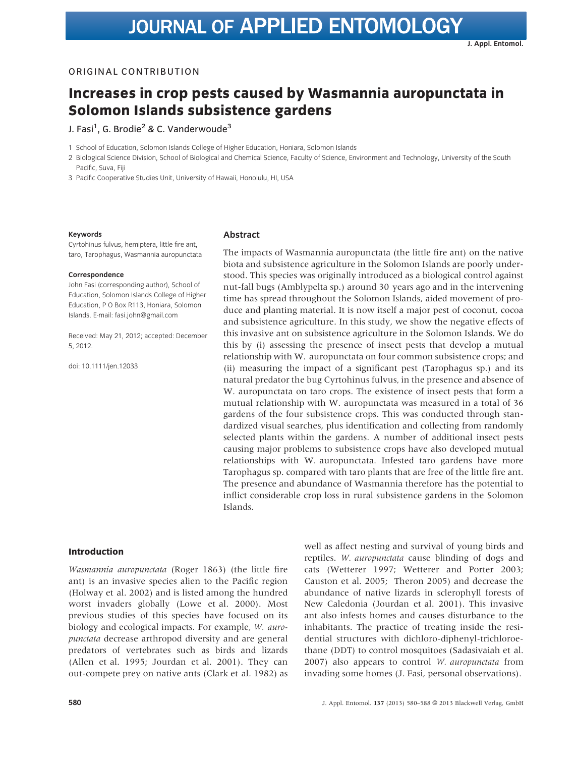ORIGINAL CONTRIBUTION

# Increases in crop pests caused by Wasmannia auropunctata in Solomon Islands subsistence gardens

J. Fasi[1], G. Brodie[2] & C. Vanderwoude[3]

1 School of Education, Solomon Islands College of Higher Education, Honiara, Solomon Islands

2 Biological Science Division, School of Biological and Chemical Science, Faculty of Science, Environment and Technology, University of the South Pacific, Suva, Fiji

3 Pacific Cooperative Studies Unit, University of Hawaii, Honolulu, HI, USA

**Keywords**

Cyrtohinus fulvus, hemiptera, little fire ant, taro, Tarophagus, Wasmannia auropunctata

**Correspondence**

John Fasi (corresponding author), School of Education, Solomon Islands College of Higher Education, P O Box R113, Honiara, Solomon Islands. E-mail: fasi.john@gmail.com

Received: May 21, 2012; accepted: December 5, 2012.

doi: 10.1111/jen.12033

## Abstract

The impacts of Wasmannia auropunctata (the little fire ant) on the native biota and subsistence agriculture in the Solomon Islands are poorly understood. This species was originally introduced as a biological control against nut-fall bugs (Amblypelta sp.) around 30 years ago and in the intervening time has spread throughout the Solomon Islands, aided movement of produce and planting material. It is now itself a major pest of coconut, cocoa and subsistence agriculture. In this study, we show the negative effects of this invasive ant on subsistence agriculture in the Solomon Islands. We do this by (i) assessing the presence of insect pests that develop a mutual relationship with W. auropunctata on four common subsistence crops; and (ii) measuring the impact of a significant pest (Tarophagus sp.) and its natural predator the bug Cyrtohinus fulvus, in the presence and absence of W. auropunctata on taro crops. The existence of insect pests that form a mutual relationship with W. auropunctata was measured in a total of 36 gardens of the four subsistence crops. This was conducted through standardized visual searches, plus identification and collecting from randomly selected plants within the gardens. A number of additional insect pests causing major problems to subsistence crops have also developed mutual relationships with W. auropunctata. Infested taro gardens have more Tarophagus sp. compared with taro plants that are free of the little fire ant. The presence and abundance of Wasmannia therefore has the potential to inflict considerable crop loss in rural subsistence gardens in the Solomon Islands.

## Introduction

*Wasmannia auropunctata* (Roger 1863) (the little fire ant) is an invasive species alien to the Pacific region (Holway et al. 2002) and is listed among the hundred worst invaders globally (Lowe et al. 2000). Most previous studies of this species have focused on its biology and ecological impacts. For example, *W. auropunctata* decrease arthropod diversity and are general predators of vertebrates such as birds and lizards (Allen et al. 1995; Jourdan et al. 2001). They can out-compete prey on native ants (Clark et al. 1982) as well as affect nesting and survival of young birds and reptiles. *W. auropunctata* cause blinding of dogs and cats (Wetterer 1997; Wetterer and Porter 2003; Causton et al. 2005; Theron 2005) and decrease the abundance of native lizards in sclerophyll forests of New Caledonia (Jourdan et al. 2001). This invasive ant also infests homes and causes disturbance to the inhabitants. The practice of treating inside the residential structures with dichloro-diphenyl-trichloroethane (DDT) to control mosquitoes (Sadasivaiah et al. 2007) also appears to control *W. auropunctata* from invading some homes (J. Fasi, personal observations).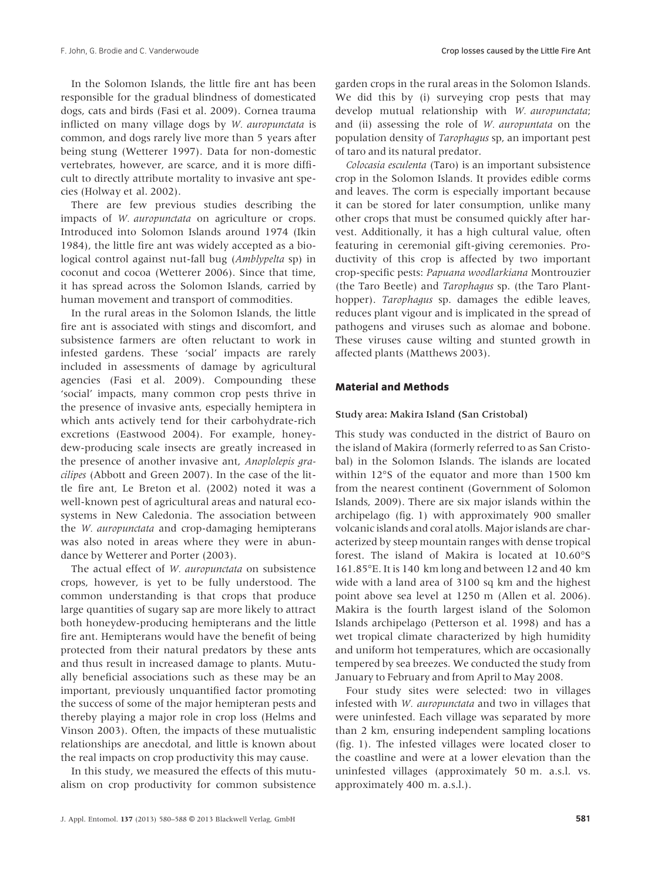In the Solomon Islands, the little fire ant has been responsible for the gradual blindness of domesticated dogs, cats and birds (Fasi et al. 2009). Cornea trauma inflicted on many village dogs by *W. auropunctata* is common, and dogs rarely live more than 5 years after being stung (Wetterer 1997). Data for non-domestic vertebrates, however, are scarce, and it is more difficult to directly attribute mortality to invasive ant species (Holway et al. 2002).

There are few previous studies describing the impacts of *W. auropunctata* on agriculture or crops. Introduced into Solomon Islands around 1974 (Ikin 1984), the little fire ant was widely accepted as a biological control against nut-fall bug (*Amblypelta* sp) in coconut and cocoa (Wetterer 2006). Since that time, it has spread across the Solomon Islands, carried by human movement and transport of commodities.

In the rural areas in the Solomon Islands, the little fire ant is associated with stings and discomfort, and subsistence farmers are often reluctant to work in infested gardens. These 'social' impacts are rarely included in assessments of damage by agricultural agencies (Fasi et al. 2009). Compounding these 'social' impacts, many common crop pests thrive in the presence of invasive ants, especially hemiptera in which ants actively tend for their carbohydrate-rich excretions (Eastwood 2004). For example, honeydew-producing scale insects are greatly increased in the presence of another invasive ant, *Anoplolepis gracilipes* (Abbott and Green 2007). In the case of the little fire ant, Le Breton et al. (2002) noted it was a well-known pest of agricultural areas and natural ecosystems in New Caledonia. The association between the *W. auropunctata* and crop-damaging hemipterans was also noted in areas where they were in abundance by Wetterer and Porter (2003).

The actual effect of *W. auropunctata* on subsistence crops, however, is yet to be fully understood. The common understanding is that crops that produce large quantities of sugary sap are more likely to attract both honeydew-producing hemipterans and the little fire ant. Hemipterans would have the benefit of being protected from their natural predators by these ants and thus result in increased damage to plants. Mutually beneficial associations such as these may be an important, previously unquantified factor promoting the success of some of the major hemipteran pests and thereby playing a major role in crop loss (Helms and Vinson 2003). Often, the impacts of these mutualistic relationships are anecdotal, and little is known about the real impacts on crop productivity this may cause.

In this study, we measured the effects of this mutualism on crop productivity for common subsistence garden crops in the rural areas in the Solomon Islands. We did this by (i) surveying crop pests that may develop mutual relationship with *W. auropunctata*; and (ii) assessing the role of *W. auropuntata* on the population density of *Tarophagus* sp, an important pest of taro and its natural predator.

*Colocasia esculenta* (Taro) is an important subsistence crop in the Solomon Islands. It provides edible corms and leaves. The corm is especially important because it can be stored for later consumption, unlike many other crops that must be consumed quickly after harvest. Additionally, it has a high cultural value, often featuring in ceremonial gift-giving ceremonies. Productivity of this crop is affected by two important crop-specific pests: *Papuana woodlarkiana* Montrouzier (the Taro Beetle) and *Tarophagus* sp. (the Taro Planthopper). *Tarophagus* sp. damages the edible leaves, reduces plant vigour and is implicated in the spread of pathogens and viruses such as alomae and bobone. These viruses cause wilting and stunted growth in affected plants (Matthews 2003).

## Material and Methods

### Study area: Makira Island (San Cristobal)

This study was conducted in the district of Bauro on the island of Makira (formerly referred to as San Cristobal) in the Solomon Islands. The islands are located within 12°S of the equator and more than 1500 km from the nearest continent (Government of Solomon Islands, 2009). There are six major islands within the archipelago (fig. 1) with approximately 900 smaller volcanic islands and coral atolls. Major islands are characterized by steep mountain ranges with dense tropical forest. The island of Makira is located at 10.60°S 161.85°E. It is 140 km long and between 12 and 40 km wide with a land area of 3100 sq km and the highest point above sea level at 1250 m (Allen et al. 2006). Makira is the fourth largest island of the Solomon Islands archipelago (Petterson et al. 1998) and has a wet tropical climate characterized by high humidity and uniform hot temperatures, which are occasionally tempered by sea breezes. We conducted the study from January to February and from April to May 2008.

Four study sites were selected: two in villages infested with *W. auropunctata* and two in villages that were uninfested. Each village was separated by more than 2 km, ensuring independent sampling locations (fig. 1). The infested villages were located closer to the coastline and were at a lower elevation than the uninfested villages (approximately 50 m. a.s.l. vs. approximately 400 m. a.s.l.).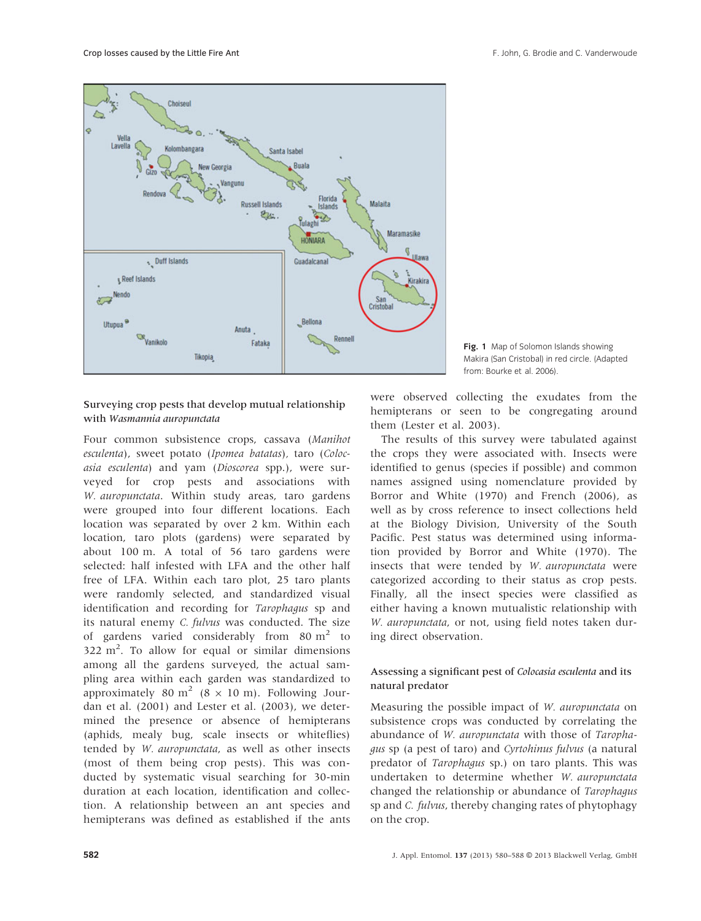Fig. 1 Map of Solomon Islands showing Makira (San Cristobal) in red circle. (Adapted from: Bourke et al. 2006).

## Surveying crop pests that develop mutual relationship with *Wasmannia auropunctata*

Four common subsistence crops, cassava (*Manihot esculenta*), sweet potato (*Ipomea batatas*), taro (*Colocasia esculenta*) and yam (*Dioscorea* spp.), were surveyed for crop pests and associations with *W. auropunctata*. Within study areas, taro gardens were grouped into four different locations. Each location was separated by over 2 km. Within each location, taro plots (gardens) were separated by about 100 m. A total of 56 taro gardens were selected: half infested with LFA and the other half free of LFA. Within each taro plot, 25 taro plants were randomly selected, and standardized visual identification and recording for *Tarophagus* sp and its natural enemy *C. fulvus* was conducted. The size of gardens varied considerably from 80 $m^2$ to 322 $m^2$. To allow for equal or similar dimensions among all the gardens surveyed, the actual sampling area within each garden was standardized to approximately 80 $m^2$ (8 × 10 m). Following Jourdan et al. (2001) and Lester et al. (2003), we determined the presence or absence of hemipterans (aphids, mealy bug, scale insects or whiteflies) tended by *W. auropunctata*, as well as other insects (most of them being crop pests). This was conducted by systematic visual searching for 30-min duration at each location, identification and collection. A relationship between an ant species and hemipterans was defined as established if the ants were observed collecting the exudates from the hemipterans or seen to be congregating around them (Lester et al. 2003).

The results of this survey were tabulated against the crops they were associated with. Insects were identified to genus (species if possible) and common names assigned using nomenclature provided by Borror and White (1970) and French (2006), as well as by cross reference to insect collections held at the Biology Division, University of the South Pacific. Pest status was determined using information provided by Borror and White (1970). The insects that were tended by *W. auropunctata* were categorized according to their status as crop pests. Finally, all the insect species were classified as either having a known mutualistic relationship with *W. auropunctata*, or not, using field notes taken during direct observation.

## Assessing a significant pest of *Colocasia esculenta* and its natural predator

Measuring the possible impact of *W. auropunctata* on subsistence crops was conducted by correlating the abundance of *W. auropunctata* with those of *Tarophagus* sp (a pest of taro) and *Cyrtohinus fulvus* (a natural predator of *Tarophagus* sp.) on taro plants. This was undertaken to determine whether *W. auropunctata* changed the relationship or abundance of *Tarophagus* sp and *C. fulvus*, thereby changing rates of phytophagy on the crop.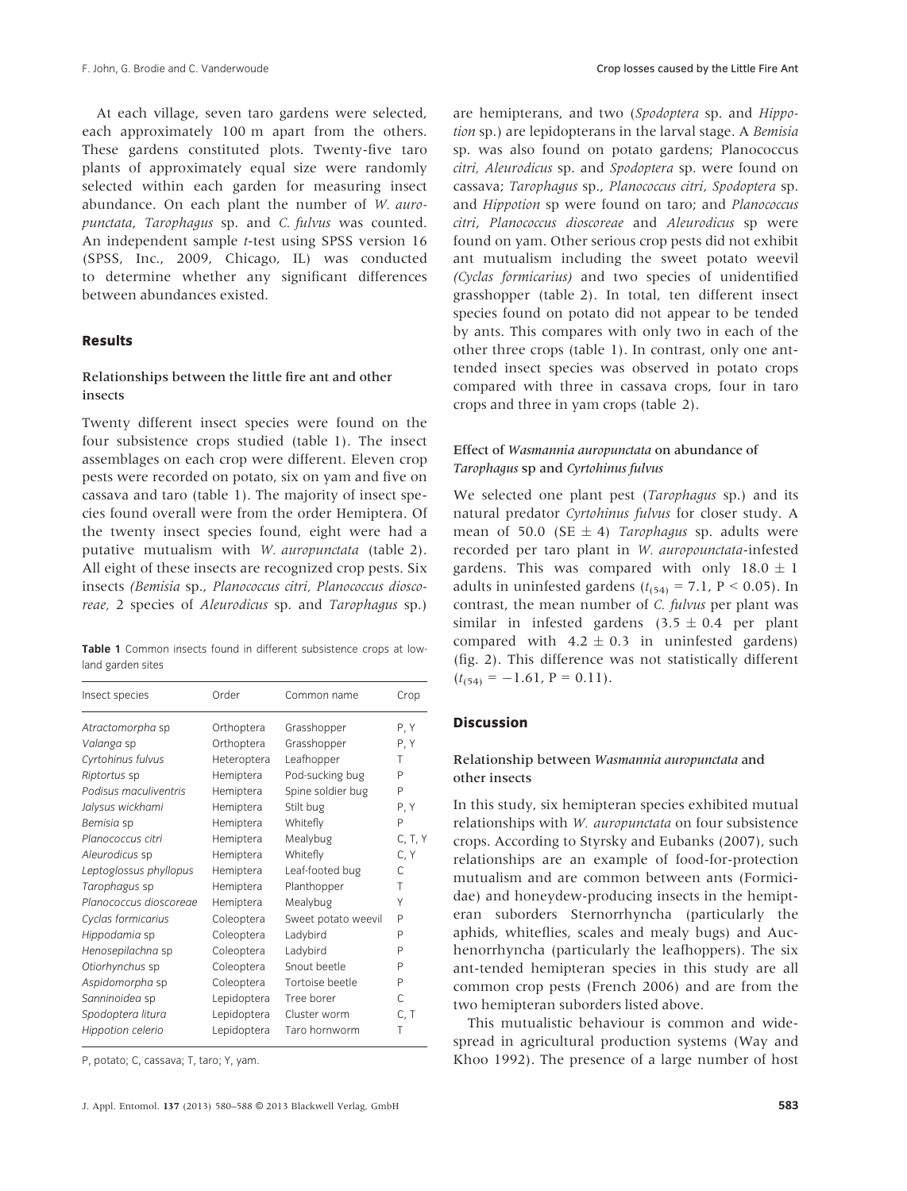At each village, seven taro gardens were selected, each approximately 100 m apart from the others. These gardens constituted plots. Twenty-five taro plants of approximately equal size were randomly selected within each garden for measuring insect abundance. On each plant the number of *W. auropunctata*, *Tarophagus* sp. and *C. fulvus* was counted. An independent sample *t*-test using SPSS version 16 (SPSS, Inc., 2009, Chicago, IL) was conducted to determine whether any significant differences between abundances existed.

## Results

### Relationships between the little fire ant and other insects

Twenty different insect species were found on the four subsistence crops studied (table 1). The insect assemblages on each crop were different. Eleven crop pests were recorded on potato, six on yam and five on cassava and taro (table 1). The majority of insect species found overall were from the order Hemiptera. Of the twenty insect species found, eight were had a putative mutualism with *W. auropunctata* (table 2). All eight of these insects are recognized crop pests. Six insects *(Bemisia* sp., *Planococcus citri, Planococcus dioscoreae,* 2 species of *Aleurodicus* sp. and *Tarophagus* sp.) are hemipterans, and two (*Spodoptera* sp. and *Hippotion* sp.) are lepidopterans in the larval stage. A *Bemisia* sp. was also found on potato gardens; Planococcus *citri, Aleurodicus* sp. and *Spodoptera* sp. were found on cassava; *Tarophagus* sp., *Planococcus citri*, *Spodoptera* sp. and *Hippotion* sp were found on taro; and *Planococcus citri*, *Planococcus dioscoreae* and *Aleurodicus* sp were found on yam. Other serious crop pests did not exhibit ant mutualism including the sweet potato weevil *(Cyclas formicarius)* and two species of unidentified grasshopper (table 2). In total, ten different insect species found on potato did not appear to be tended by ants. This compares with only two in each of the other three crops (table 1). In contrast, only one ant-tended insect species was observed in potato crops compared with three in cassava crops, four in taro crops and three in yam crops (table 2).

**Table 1** Common insects found in different subsistence crops at lowland garden sites

| Insect species | Order | Common name | Crop |
|---|---|---|---|
| *Atractomorpha* sp | Orthoptera | Grasshopper | P, Y |
| *Valanga* sp | Orthoptera | Grasshopper | P, Y |
| *Cyrtohinus fulvus* | Heteroptera | Leafhopper | T |
| *Riptortus* sp | Hemiptera | Pod-sucking bug | P |
| *Podisus maculiventris* | Hemiptera | Spine soldier bug | P |
| *Jalysus wickhami* | Hemiptera | Stilt bug | P, Y |
| *Bemisia* sp | Hemiptera | Whitefly | P |
| *Planococcus citri* | Hemiptera | Mealybug | C, T, Y |
| *Aleurodicus* sp | Hemiptera | Whitefly | C, Y |
| *Leptoglossus phyllopus* | Hemiptera | Leaf-footed bug | C |
| *Tarophagus* sp | Hemiptera | Planthopper | T |
| *Planococcus dioscoreae* | Hemiptera | Mealybug | Y |
| *Cyclas formicarius* | Coleoptera | Sweet potato weevil | P |
| *Hippodamia* sp | Coleoptera | Ladybird | P |
| *Henosepilachna* sp | Coleoptera | Ladybird | P |
| *Otiorhynchus* sp | Coleoptera | Snout beetle | P |
| *Aspidomorpha* sp | Coleoptera | Tortoise beetle | P |
| *Sanninoidea* sp | Lepidoptera | Tree borer | C |
| *Spodoptera litura* | Lepidoptera | Cluster worm | C, T |
| *Hippotion celerio* | Lepidoptera | Taro hornworm | T |

P, potato; C, cassava; T, taro; Y, yam.

### Effect of *Wasmannia auropunctata* on abundance of *Tarophagus* sp and *Cyrtohinus fulvus*

We selected one plant pest (*Tarophagus* sp.) and its natural predator *Cyrtohinus fulvus* for closer study. A mean of 50.0 (SE $\pm$ 4) *Tarophagus* sp. adults were recorded per taro plant in *W. auropounctata*-infested gardens. This was compared with only $18.0 \pm 1$ adults in uninfested gardens ($t_{(54)} = 7.1$, $P < 0.05$). In contrast, the mean number of *C. fulvus* per plant was similar in infested gardens ($3.5 \pm 0.4$ per plant compared with $4.2 \pm 0.3$ in uninfested gardens) (fig. 2). This difference was not statistically different ($t_{(54)} = -1.61$, $P = 0.11$).

## Discussion

### Relationship between *Wasmannia auropunctata* and other insects

In this study, six hemipteran species exhibited mutual relationships with *W. auropunctata* on four subsistence crops. According to Styrsky and Eubanks (2007), such relationships are an example of food-for-protection mutualism and are common between ants (Formicidae) and honeydew-producing insects in the hemipteran suborders Sternorrhyncha (particularly the aphids, whiteflies, scales and mealy bugs) and Auchenorrhyncha (particularly the leafhoppers). The six ant-tended hemipteran species in this study are all common crop pests (French 2006) and are from the two hemipteran suborders listed above.

This mutualistic behaviour is common and widespread in agricultural production systems (Way and Khoo 1992). The presence of a large number of host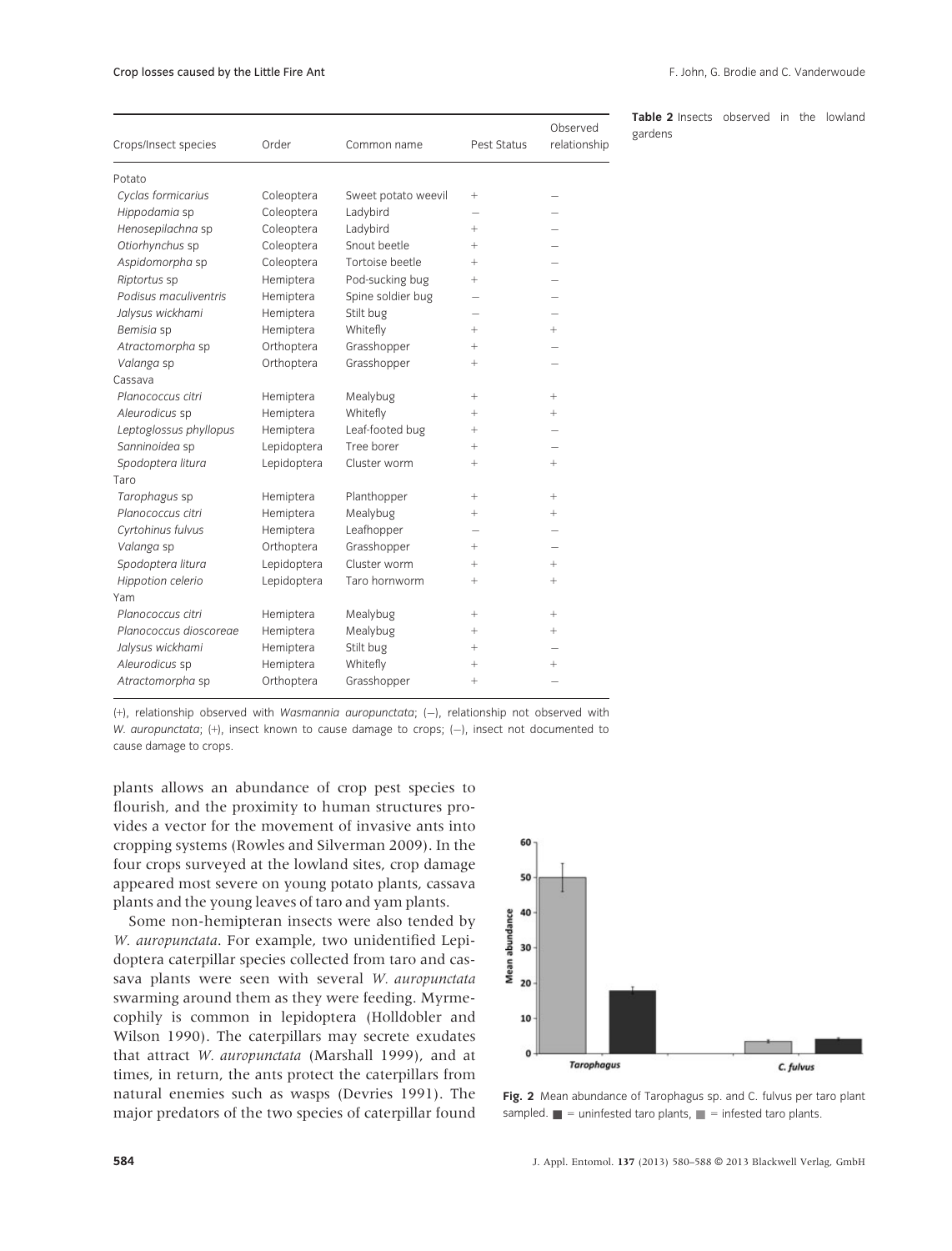**Table 2** Insects observed in the lowland gardens

| Crops/Insect species | Order | Common name | Pest Status | Observed relationship |
|---|---|---|---|---|
| Potato | | | | |
| *Cyclas formicarius* | Coleoptera | Sweet potato weevil | + | – |
| *Hippodamia* sp | Coleoptera | Ladybird | – | – |
| *Henosepilachna* sp | Coleoptera | Ladybird | + | – |
| *Otiorhynchus* sp | Coleoptera | Snout beetle | + | – |
| *Aspidomorpha* sp | Coleoptera | Tortoise beetle | + | – |
| *Riptortus* sp | Hemiptera | Pod-sucking bug | + | – |
| *Podisus maculiventris* | Hemiptera | Spine soldier bug | – | – |
| *Jalysus wickhami* | Hemiptera | Stilt bug | – | – |
| *Bemisia* sp | Hemiptera | Whitefly | + | + |
| *Atractomorpha* sp | Orthoptera | Grasshopper | + | – |
| *Valanga* sp | Orthoptera | Grasshopper | + | – |
| Cassava | | | | |
| *Planococcus citri* | Hemiptera | Mealybug | + | + |
| *Aleurodicus* sp | Hemiptera | Whitefly | + | + |
| *Leptoglossus phyllopus* | Hemiptera | Leaf-footed bug | + | – |
| *Sanninoidea* sp | Lepidoptera | Tree borer | + | – |
| *Spodoptera litura* | Lepidoptera | Cluster worm | + | + |
| Taro | | | | |
| *Tarophagus* sp | Hemiptera | Planthopper | + | + |
| *Planococcus citri* | Hemiptera | Mealybug | + | + |
| *Cyrtohinus fulvus* | Hemiptera | Leafhopper | – | – |
| *Valanga* sp | Orthoptera | Grasshopper | + | – |
| *Spodoptera litura* | Lepidoptera | Cluster worm | + | + |
| *Hippotion celerio* | Lepidoptera | Taro hornworm | + | + |
| Yam | | | | |
| *Planococcus citri* | Hemiptera | Mealybug | + | + |
| *Planococcus dioscoreae* | Hemiptera | Mealybug | + | + |
| *Jalysus wickhami* | Hemiptera | Stilt bug | + | – |
| *Aleurodicus* sp | Hemiptera | Whitefly | + | + |
| *Atractomorpha* sp | Orthoptera | Grasshopper | + | – |

(+), relationship observed with *Wasmannia auropunctata*; (–), relationship not observed with *W. auropunctata*; (+), insect known to cause damage to crops; (–), insect not documented to cause damage to crops.

plants allows an abundance of crop pest species to flourish, and the proximity to human structures provides a vector for the movement of invasive ants into cropping systems (Rowles and Silverman 2009). In the four crops surveyed at the lowland sites, crop damage appeared most severe on young potato plants, cassava plants and the young leaves of taro and yam plants.

Some non-hemipteran insects were also tended by *W. auropunctata*. For example, two unidentified Lepidoptera caterpillar species collected from taro and cassava plants were seen with several *W. auropunctata* swarming around them as they were feeding. Myrmecophily is common in lepidoptera (Holldobler and Wilson 1990). The caterpillars may secrete exudates that attract *W. auropunctata* (Marshall 1999), and at times, in return, the ants protect the caterpillars from natural enemies such as wasps (Devries 1991). The major predators of the two species of caterpillar found

**Fig. 2** Mean abundance of Tarophagus sp. and C. fulvus per taro plant sampled. ■ = uninfested taro plants, ■ = infested taro plants.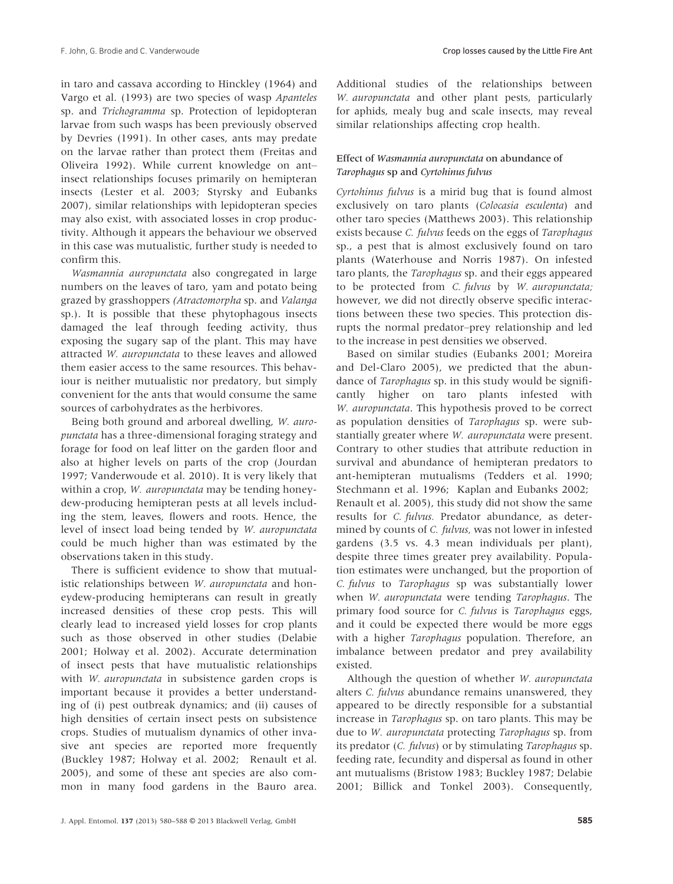in taro and cassava according to Hinckley (1964) and Vargo et al. (1993) are two species of wasp *Apanteles* sp. and *Trichogramma* sp. Protection of lepidopteran larvae from such wasps has been previously observed by Devries (1991). In other cases, ants may predate on the larvae rather than protect them (Freitas and Oliveira 1992). While current knowledge on ant–insect relationships focuses primarily on hemipteran insects (Lester et al. 2003; Styrsky and Eubanks 2007), similar relationships with lepidopteran species may also exist, with associated losses in crop productivity. Although it appears the behaviour we observed in this case was mutualistic, further study is needed to confirm this.

*Wasmannia auropunctata* also congregated in large numbers on the leaves of taro, yam and potato being grazed by grasshoppers (*Atractomorpha* sp. and *Valanga* sp.). It is possible that these phytophagous insects damaged the leaf through feeding activity, thus exposing the sugary sap of the plant. This may have attracted *W. auropunctata* to these leaves and allowed them easier access to the same resources. This behaviour is neither mutualistic nor predatory, but simply convenient for the ants that would consume the same sources of carbohydrates as the herbivores.

Being both ground and arboreal dwelling, *W. auropunctata* has a three-dimensional foraging strategy and forage for food on leaf litter on the garden floor and also at higher levels on parts of the crop (Jourdan 1997; Vanderwoude et al. 2010). It is very likely that within a crop, *W. auropunctata* may be tending honeydew-producing hemipteran pests at all levels including the stem, leaves, flowers and roots. Hence, the level of insect load being tended by *W. auropunctata* could be much higher than was estimated by the observations taken in this study.

There is sufficient evidence to show that mutualistic relationships between *W. auropunctata* and honeydew-producing hemipterans can result in greatly increased densities of these crop pests. This will clearly lead to increased yield losses for crop plants such as those observed in other studies (Delabie 2001; Holway et al. 2002). Accurate determination of insect pests that have mutualistic relationships with *W. auropunctata* in subsistence garden crops is important because it provides a better understanding of (i) pest outbreak dynamics; and (ii) causes of high densities of certain insect pests on subsistence crops. Studies of mutualism dynamics of other invasive ant species are reported more frequently (Buckley 1987; Holway et al. 2002; Renault et al. 2005), and some of these ant species are also common in many food gardens in the Bauro area. Additional studies of the relationships between *W. auropunctata* and other plant pests, particularly for aphids, mealy bug and scale insects, may reveal similar relationships affecting crop health.

### Effect of *Wasmannia auropunctata* on abundance of *Tarophagus* sp and *Cyrtohinus fulvus*

*Cyrtohinus fulvus* is a mirid bug that is found almost exclusively on taro plants (*Colocasia esculenta*) and other taro species (Matthews 2003). This relationship exists because *C. fulvus* feeds on the eggs of *Tarophagus* sp., a pest that is almost exclusively found on taro plants (Waterhouse and Norris 1987). On infested taro plants, the *Tarophagus* sp. and their eggs appeared to be protected from *C. fulvus* by *W. auropunctata;* however, we did not directly observe specific interactions between these two species. This protection disrupts the normal predator–prey relationship and led to the increase in pest densities we observed.

Based on similar studies (Eubanks 2001; Moreira and Del-Claro 2005), we predicted that the abundance of *Tarophagus* sp. in this study would be significantly higher on taro plants infested with *W. auropunctata*. This hypothesis proved to be correct as population densities of *Tarophagus* sp. were substantially greater where *W. auropunctata* were present. Contrary to other studies that attribute reduction in survival and abundance of hemipteran predators to ant-hemipteran mutualisms (Tedders et al. 1990; Stechmann et al. 1996; Kaplan and Eubanks 2002; Renault et al. 2005), this study did not show the same results for *C. fulvus.* Predator abundance, as determined by counts of *C. fulvus,* was not lower in infested gardens (3.5 vs. 4.3 mean individuals per plant), despite three times greater prey availability. Population estimates were unchanged, but the proportion of *C. fulvus* to *Tarophagus* sp was substantially lower when *W. auropunctata* were tending *Tarophagus*. The primary food source for *C. fulvus* is *Tarophagus* eggs, and it could be expected there would be more eggs with a higher *Tarophagus* population. Therefore, an imbalance between predator and prey availability existed.

Although the question of whether *W. auropunctata* alters *C. fulvus* abundance remains unanswered, they appeared to be directly responsible for a substantial increase in *Tarophagus* sp. on taro plants. This may be due to *W. auropunctata* protecting *Tarophagus* sp. from its predator (*C. fulvus*) or by stimulating *Tarophagus* sp. feeding rate, fecundity and dispersal as found in other ant mutualisms (Bristow 1983; Buckley 1987; Delabie 2001; Billick and Tonkel 2003). Consequently,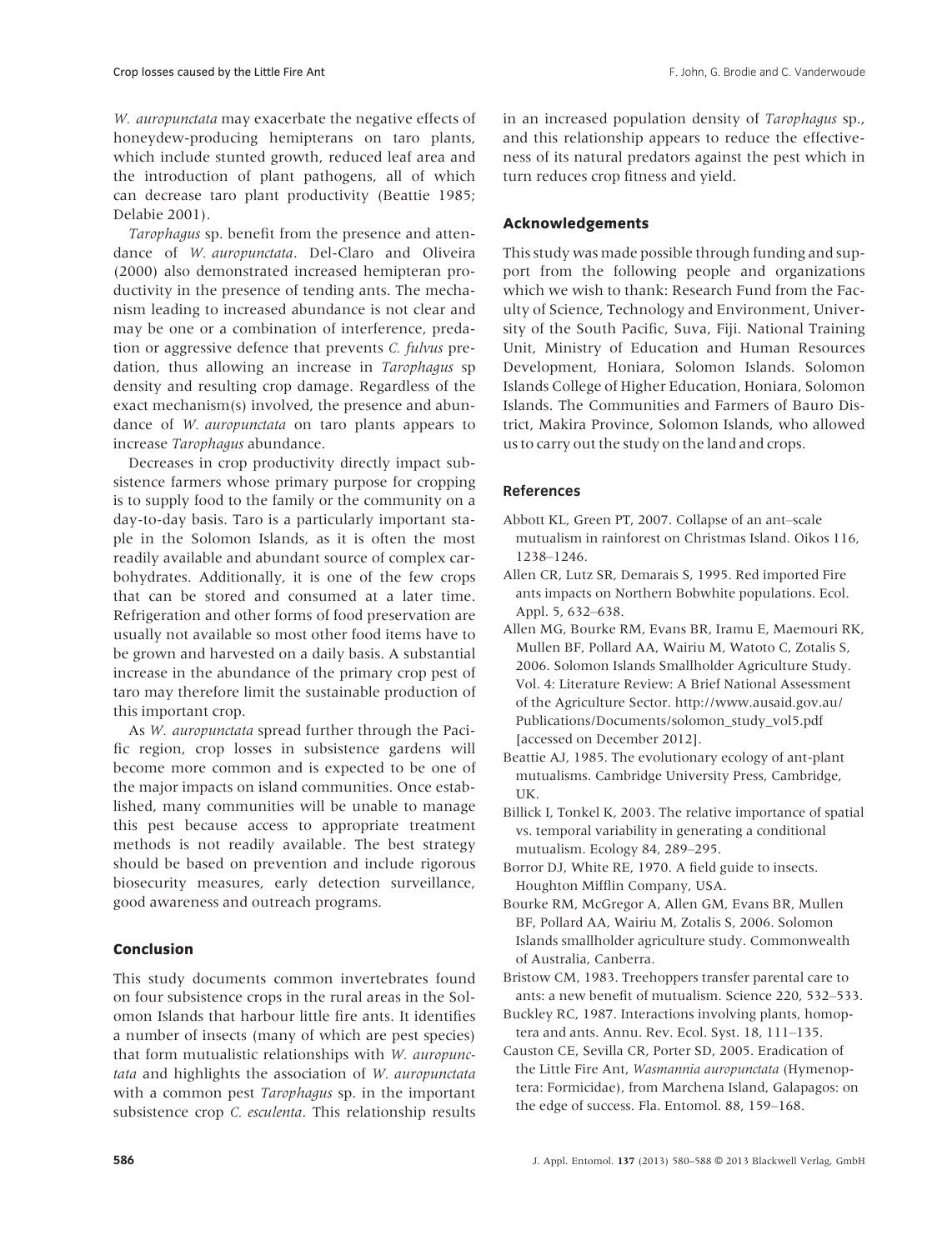*W. auropunctata* may exacerbate the negative effects of honeydew-producing hemipterans on taro plants, which include stunted growth, reduced leaf area and the introduction of plant pathogens, all of which can decrease taro plant productivity (Beattie 1985; Delabie 2001).

*Tarophagus* sp. benefit from the presence and attendance of *W. auropunctata*. Del-Claro and Oliveira (2000) also demonstrated increased hemipteran productivity in the presence of tending ants. The mechanism leading to increased abundance is not clear and may be one or a combination of interference, predation or aggressive defence that prevents *C. fulvus* predation, thus allowing an increase in *Tarophagus* sp density and resulting crop damage. Regardless of the exact mechanism(s) involved, the presence and abundance of *W. auropunctata* on taro plants appears to increase *Tarophagus* abundance.

Decreases in crop productivity directly impact subsistence farmers whose primary purpose for cropping is to supply food to the family or the community on a day-to-day basis. Taro is a particularly important staple in the Solomon Islands, as it is often the most readily available and abundant source of complex carbohydrates. Additionally, it is one of the few crops that can be stored and consumed at a later time. Refrigeration and other forms of food preservation are usually not available so most other food items have to be grown and harvested on a daily basis. A substantial increase in the abundance of the primary crop pest of taro may therefore limit the sustainable production of this important crop.

As *W. auropunctata* spread further through the Pacific region, crop losses in subsistence gardens will become more common and is expected to be one of the major impacts on island communities. Once established, many communities will be unable to manage this pest because access to appropriate treatment methods is not readily available. The best strategy should be based on prevention and include rigorous biosecurity measures, early detection surveillance, good awareness and outreach programs.

## Conclusion

This study documents common invertebrates found on four subsistence crops in the rural areas in the Solomon Islands that harbour little fire ants. It identifies a number of insects (many of which are pest species) that form mutualistic relationships with *W. auropunctata* and highlights the association of *W. auropunctata* with a common pest *Tarophagus* sp. in the important subsistence crop *C. esculenta*. This relationship results in an increased population density of *Tarophagus* sp., and this relationship appears to reduce the effectiveness of its natural predators against the pest which in turn reduces crop fitness and yield.

## Acknowledgements

This study was made possible through funding and support from the following people and organizations which we wish to thank: Research Fund from the Faculty of Science, Technology and Environment, University of the South Pacific, Suva, Fiji. National Training Unit, Ministry of Education and Human Resources Development, Honiara, Solomon Islands. Solomon Islands College of Higher Education, Honiara, Solomon Islands. The Communities and Farmers of Bauro District, Makira Province, Solomon Islands, who allowed us to carry out the study on the land and crops.

## References

Abbott KL, Green PT, 2007. Collapse of an ant–scale mutualism in rainforest on Christmas Island. Oikos 116, 1238–1246.

Allen CR, Lutz SR, Demarais S, 1995. Red imported Fire ants impacts on Northern Bobwhite populations. Ecol. Appl. 5, 632–638.

Allen MG, Bourke RM, Evans BR, Iramu E, Maemouri RK, Mullen BF, Pollard AA, Wairiu M, Watoto C, Zotalis S, 2006. Solomon Islands Smallholder Agriculture Study. Vol. 4: Literature Review: A Brief National Assessment of the Agriculture Sector. http://www.ausaid.gov.au/Publications/Documents/solomon_study_vol5.pdf [accessed on December 2012].

Beattie AJ, 1985. The evolutionary ecology of ant-plant mutualisms. Cambridge University Press, Cambridge, UK.

Billick I, Tonkel K, 2003. The relative importance of spatial vs. temporal variability in generating a conditional mutualism. Ecology 84, 289–295.

Borror DJ, White RE, 1970. A field guide to insects. Houghton Mifflin Company, USA.

Bourke RM, McGregor A, Allen GM, Evans BR, Mullen BF, Pollard AA, Wairiu M, Zotalis S, 2006. Solomon Islands smallholder agriculture study. Commonwealth of Australia, Canberra.

Bristow CM, 1983. Treehoppers transfer parental care to ants: a new benefit of mutualism. Science 220, 532–533.

Buckley RC, 1987. Interactions involving plants, homoptera and ants. Annu. Rev. Ecol. Syst. 18, 111–135.

Causton CE, Sevilla CR, Porter SD, 2005. Eradication of the Little Fire Ant, *Wasmannia auropunctata* (Hymenoptera: Formicidae), from Marchena Island, Galapagos: on the edge of success. Fla. Entomol. 88, 159–168.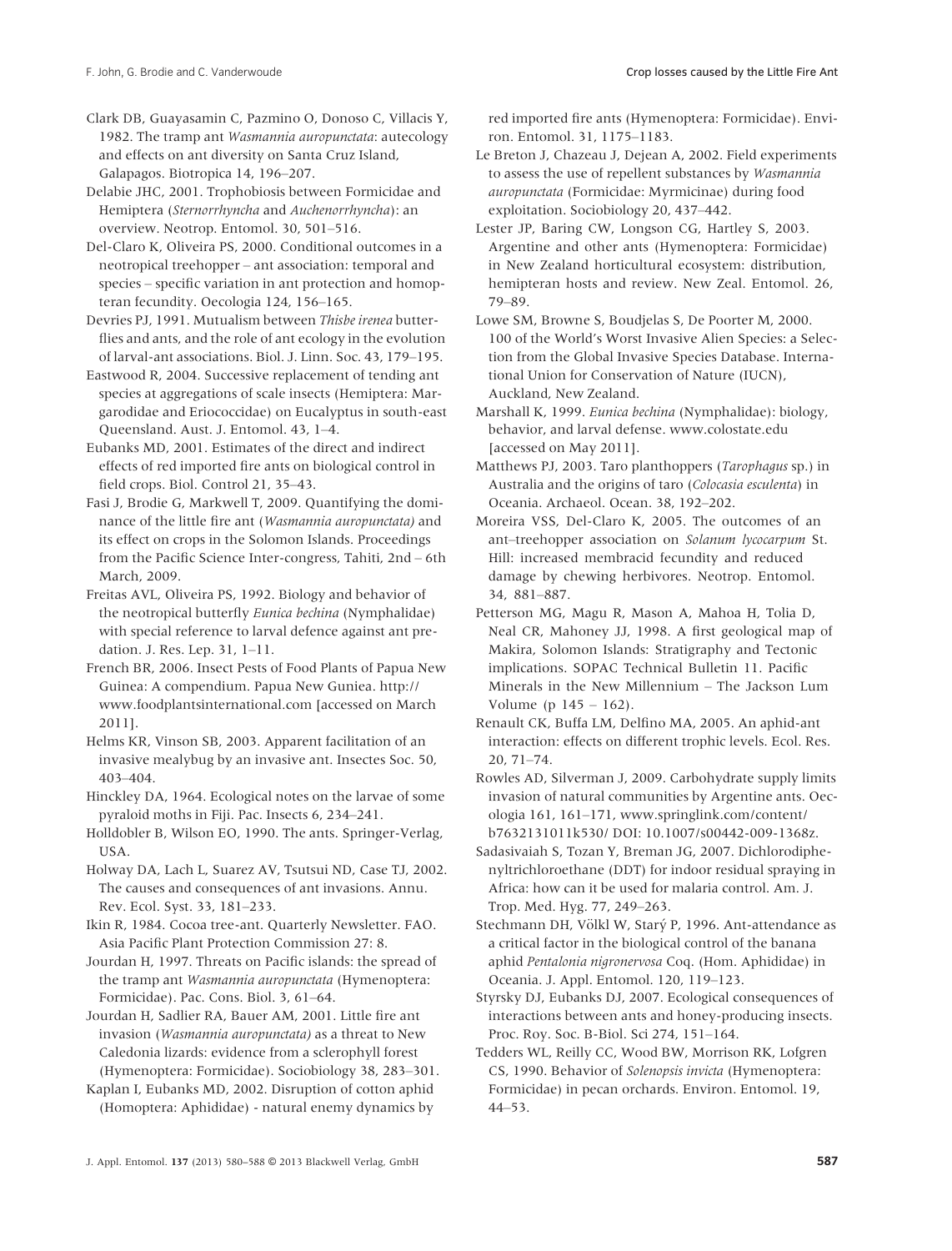Clark DB, Guayasamin C, Pazmino O, Donoso C, Villacis Y, 1982. The tramp ant *Wasmannia auropunctata*: autecology and effects on ant diversity on Santa Cruz Island, Galapagos. Biotropica 14, 196–207.

Delabie JHC, 2001. Trophobiosis between Formicidae and Hemiptera (*Sternorrhyncha* and *Auchenorrhyncha*): an overview. Neotrop. Entomol. 30, 501–516.

Del-Claro K, Oliveira PS, 2000. Conditional outcomes in a neotropical treehopper – ant association: temporal and species – specific variation in ant protection and homopteran fecundity. Oecologia 124, 156–165.

Devries PJ, 1991. Mutualism between *Thisbe irenea* butterflies and ants, and the role of ant ecology in the evolution of larval-ant associations. Biol. J. Linn. Soc. 43, 179–195.

Eastwood R, 2004. Successive replacement of tending ant species at aggregations of scale insects (Hemiptera: Margarodidae and Eriococcidae) on Eucalyptus in south-east Queensland. Aust. J. Entomol. 43, 1–4.

Eubanks MD, 2001. Estimates of the direct and indirect effects of red imported fire ants on biological control in field crops. Biol. Control 21, 35–43.

Fasi J, Brodie G, Markwell T, 2009. Quantifying the dominance of the little fire ant (*Wasmannia auropunctata)* and its effect on crops in the Solomon Islands. Proceedings from the Pacific Science Inter-congress, Tahiti, 2nd – 6th March, 2009.

Freitas AVL, Oliveira PS, 1992. Biology and behavior of the neotropical butterfly *Eunica bechina* (Nymphalidae) with special reference to larval defence against ant predation. J. Res. Lep. 31, 1–11.

French BR, 2006. Insect Pests of Food Plants of Papua New Guinea: A compendium. Papua New Guniea. http://www.foodplantsinternational.com [accessed on March 2011].

Helms KR, Vinson SB, 2003. Apparent facilitation of an invasive mealybug by an invasive ant. Insectes Soc. 50, 403–404.

Hinckley DA, 1964. Ecological notes on the larvae of some pyraloid moths in Fiji. Pac. Insects 6, 234–241.

Holldobler B, Wilson EO, 1990. The ants. Springer-Verlag, USA.

Holway DA, Lach L, Suarez AV, Tsutsui ND, Case TJ, 2002. The causes and consequences of ant invasions. Annu. Rev. Ecol. Syst. 33, 181–233.

Ikin R, 1984. Cocoa tree-ant. Quarterly Newsletter. FAO. Asia Pacific Plant Protection Commission 27: 8.

Jourdan H, 1997. Threats on Pacific islands: the spread of the tramp ant *Wasmannia auropunctata* (Hymenoptera: Formicidae). Pac. Cons. Biol. 3, 61–64.

Jourdan H, Sadlier RA, Bauer AM, 2001. Little fire ant invasion (*Wasmannia auropunctata)* as a threat to New Caledonia lizards: evidence from a sclerophyll forest (Hymenoptera: Formicidae). Sociobiology 38, 283–301.

Kaplan I, Eubanks MD, 2002. Disruption of cotton aphid (Homoptera: Aphididae) - natural enemy dynamics by red imported fire ants (Hymenoptera: Formicidae). Environ. Entomol. 31, 1175–1183.

Le Breton J, Chazeau J, Dejean A, 2002. Field experiments to assess the use of repellent substances by *Wasmannia auropunctata* (Formicidae: Myrmicinae) during food exploitation. Sociobiology 20, 437–442.

Lester JP, Baring CW, Longson CG, Hartley S, 2003. Argentine and other ants (Hymenoptera: Formicidae) in New Zealand horticultural ecosystem: distribution, hemipteran hosts and review. New Zeal. Entomol. 26, 79–89.

Lowe SM, Browne S, Boudjelas S, De Poorter M, 2000. 100 of the World's Worst Invasive Alien Species: a Selection from the Global Invasive Species Database. International Union for Conservation of Nature (IUCN), Auckland, New Zealand.

Marshall K, 1999. *Eunica bechina* (Nymphalidae): biology, behavior, and larval defense. www.colostate.edu [accessed on May 2011].

Matthews PJ, 2003. Taro planthoppers (*Tarophagus* sp.) in Australia and the origins of taro (*Colocasia esculenta*) in Oceania. Archaeol. Ocean. 38, 192–202.

Moreira VSS, Del-Claro K, 2005. The outcomes of an ant–treehopper association on *Solanum lycocarpum* St. Hill: increased membracid fecundity and reduced damage by chewing herbivores. Neotrop. Entomol. 34, 881–887.

Petterson MG, Magu R, Mason A, Mahoa H, Tolia D, Neal CR, Mahoney JJ, 1998. A first geological map of Makira, Solomon Islands: Stratigraphy and Tectonic implications. SOPAC Technical Bulletin 11. Pacific Minerals in the New Millennium – The Jackson Lum Volume (p 145 – 162).

Renault CK, Buffa LM, Delfino MA, 2005. An aphid-ant interaction: effects on different trophic levels. Ecol. Res. 20, 71–74.

Rowles AD, Silverman J, 2009. Carbohydrate supply limits invasion of natural communities by Argentine ants. Oecologia 161, 161–171, www.springlink.com/content/b7632131011k530/ DOI: 10.1007/s00442-009-1368z.

Sadasivaiah S, Tozan Y, Breman JG, 2007. Dichlorodiphenyltrichloroethane (DDT) for indoor residual spraying in Africa: how can it be used for malaria control. Am. J. Trop. Med. Hyg. 77, 249–263.

Stechmann DH, Völkl W, Starý P, 1996. Ant-attendance as a critical factor in the biological control of the banana aphid *Pentalonia nigronervosa* Coq. (Hom. Aphididae) in Oceania. J. Appl. Entomol. 120, 119–123.

Styrsky DJ, Eubanks DJ, 2007. Ecological consequences of interactions between ants and honey-producing insects. Proc. Roy. Soc. B-Biol. Sci 274, 151–164.

Tedders WL, Reilly CC, Wood BW, Morrison RK, Lofgren CS, 1990. Behavior of *Solenopsis invicta* (Hymenoptera: Formicidae) in pecan orchards. Environ. Entomol. 19, 44–53.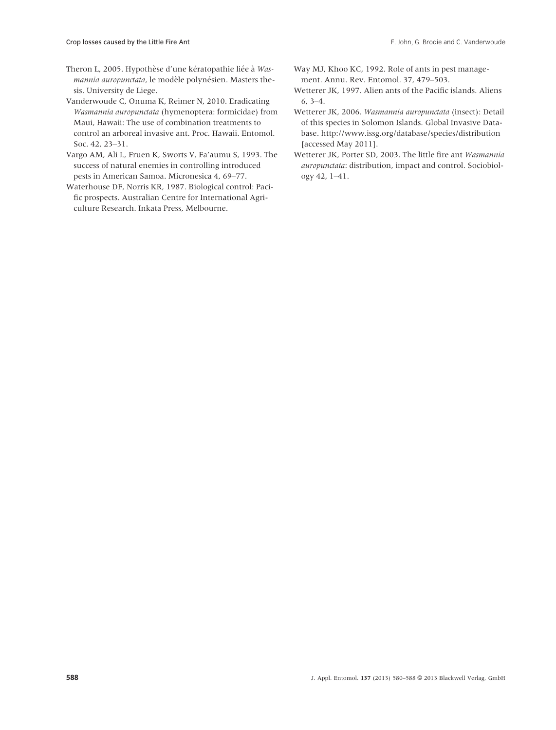Theron L, 2005. Hypothèse d'une kératopathie liée à *Wasmannia auropunctata*, le modèle polynésien. Masters thesis. University de Liege.

Vanderwoude C, Onuma K, Reimer N, 2010. Eradicating *Wasmannia auropunctata* (hymenoptera: formicidae) from Maui, Hawaii: The use of combination treatments to control an arboreal invasive ant. Proc. Hawaii. Entomol. Soc. 42, 23–31.

Vargo AM, Ali L, Fruen K, Sworts V, Fa'aumu S, 1993. The success of natural enemies in controlling introduced pests in American Samoa. Micronesica 4, 69–77.

Waterhouse DF, Norris KR, 1987. Biological control: Pacific prospects. Australian Centre for International Agriculture Research. Inkata Press, Melbourne.

Way MJ, Khoo KC, 1992. Role of ants in pest management. Annu. Rev. Entomol. 37, 479–503.

Wetterer JK, 1997. Alien ants of the Pacific islands. Aliens 6, 3–4.

Wetterer JK, 2006. *Wasmannia auropunctata* (insect): Detail of this species in Solomon Islands. Global Invasive Database. http://www.issg.org/database/species/distribution [accessed May 2011].

Wetterer JK, Porter SD, 2003. The little fire ant *Wasmannia auropunctata*: distribution, impact and control. Sociobiology 42, 1–41.